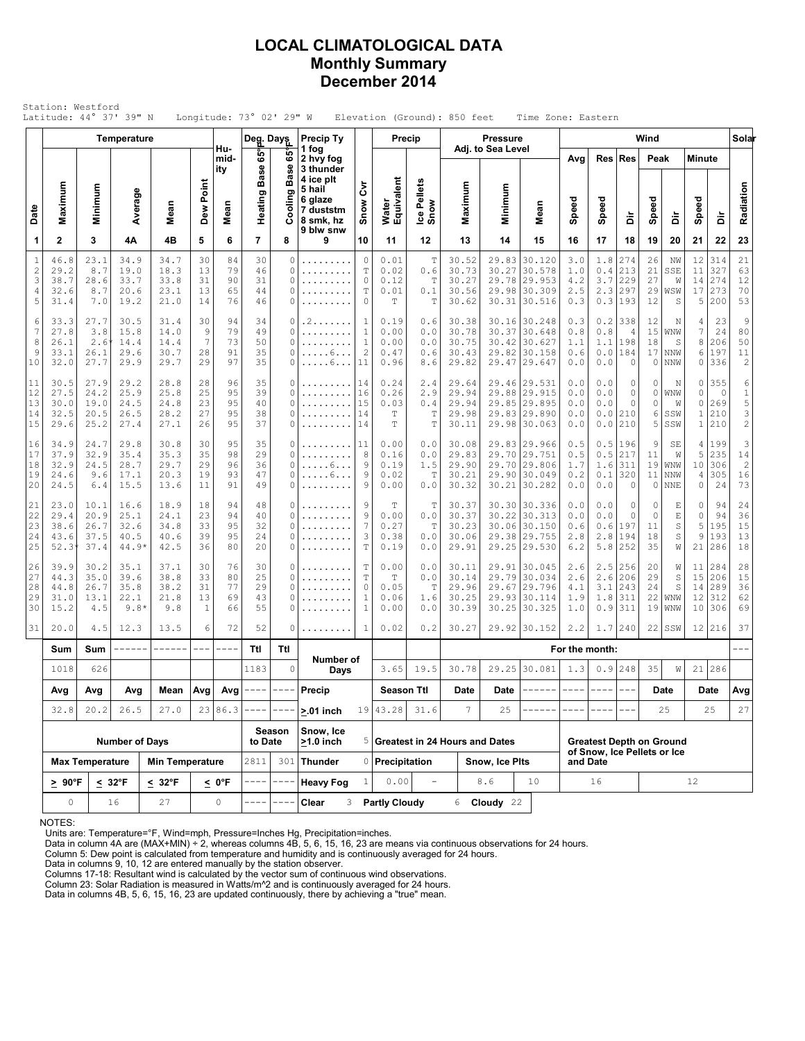# LOCAL CLIMATOLOGICAL DATA
## Monthly Summary
## December 2014

Station: Westford
Latitude: 44° 37' 39" N    Longitude: 73° 02' 29" W    Elevation (Ground): 850 feet    Time Zone: Eastern

| Date | Temperature Maximum | Temperature Minimum | Temperature Average | Temperature Mean | Dew Point | Humidity Mean | Heating Base 65°F | Cooling Base 65°F | Precip Ty | Snow Cvr | Water Equivalent | Ice Pellets Snow | Pressure Maximum | Pressure Minimum | Pressure Mean | Wind Avg Speed | Res Speed | Res Dir | Peak Speed | Peak Dir | Minute Speed | Minute Dir | Solar Radiation |
|---|---|---|---|---|---|---|---|---|---|---|---|---|---|---|---|---|---|---|---|---|---|---|---|
| 1 | 2 | 3 | 4A | 4B | 5 | 6 | 7 | 8 | 9 | 10 | 11 | 12 | 13 | 14 | 15 | 16 | 17 | 18 | 19 | 20 | 21 | 22 | 23 |
| 1 | 46.8 | 23.1 | 34.9 | 34.7 | 30 | 84 | 30 | 0 | ......... | 0 | 0.01 | T | 30.52 | 29.83 | 30.120 | 3.0 | 1.8 | 274 | 26 | NW | 12 | 314 | 21 |
| 2 | 29.2 | 8.7 | 19.0 | 18.3 | 13 | 79 | 46 | 0 | ......... | T | 0.02 | 0.6 | 30.73 | 30.27 | 30.578 | 1.0 | 0.4 | 213 | 21 | SSE | 11 | 327 | 63 |
| 3 | 38.7 | 28.6 | 33.7 | 33.8 | 31 | 90 | 31 | 0 | ......... | 0 | 0.12 | T | 30.27 | 29.78 | 29.953 | 4.2 | 3.7 | 229 | 27 | W | 14 | 274 | 12 |
| 4 | 32.6 | 8.7 | 20.6 | 23.1 | 13 | 65 | 44 | 0 | ......... | T | 0.01 | 0.1 | 30.56 | 29.98 | 30.309 | 2.5 | 2.3 | 297 | 29 | WSW | 17 | 273 | 70 |
| 5 | 31.4 | 7.0 | 19.2 | 21.0 | 14 | 76 | 46 | 0 | ......... | 0 | T | T | 30.62 | 30.31 | 30.516 | 0.3 | 0.3 | 193 | 12 | S | 5 | 200 | 53 |
| 6 | 33.3 | 27.7 | 30.5 | 31.4 | 30 | 94 | 34 | 0 | .2....... | 1 | 0.19 | 0.6 | 30.38 | 30.16 | 30.248 | 0.3 | 0.2 | 338 | 12 | N | 4 | 23 | 9 |
| 7 | 27.8 | 3.8 | 15.8 | 14.0 | 9 | 79 | 49 | 0 | ......... | 1 | 0.00 | 0.0 | 30.78 | 30.37 | 30.648 | 0.8 | 0.8 | 4 | 15 | WNW | 7 | 24 | 80 |
| 8 | 26.1 | 2.6* | 14.4 | 14.4 | 7 | 73 | 50 | 0 | ......... | 1 | 0.00 | 0.0 | 30.75 | 30.42 | 30.627 | 1.1 | 1.1 | 198 | 18 | S | 8 | 206 | 50 |
| 9 | 33.1 | 26.1 | 29.6 | 30.7 | 28 | 91 | 35 | 0 | .....6... | 2 | 0.47 | 0.6 | 30.43 | 29.82 | 30.158 | 0.6 | 0.0 | 184 | 17 | NNW | 6 | 197 | 11 |
| 10 | 32.0 | 27.7 | 29.9 | 29.7 | 29 | 97 | 35 | 0 | .....6... | 11 | 0.96 | 8.6 | 29.82 | 29.47 | 29.647 | 0.0 | 0.0 | 0 | 0 | NNW | 0 | 336 | 2 |
| 11 | 30.5 | 27.9 | 29.2 | 28.8 | 28 | 96 | 35 | 0 | ......... | 14 | 0.24 | 2.4 | 29.64 | 29.46 | 29.531 | 0.0 | 0.0 | 0 | 0 | N | 0 | 355 | 6 |
| 12 | 27.5 | 24.2 | 25.9 | 25.8 | 25 | 95 | 39 | 0 | ......... | 16 | 0.26 | 2.9 | 29.94 | 29.88 | 29.915 | 0.0 | 0.0 | 0 | 0 | WNW | 0 | 0 | 1 |
| 13 | 30.0 | 19.0 | 24.5 | 24.8 | 23 | 95 | 40 | 0 | ......... | 15 | 0.03 | 0.4 | 29.94 | 29.85 | 29.895 | 0.0 | 0.0 | 0 | 0 | W | 0 | 269 | 5 |
| 14 | 32.5 | 20.5 | 26.5 | 28.2 | 27 | 95 | 38 | 0 | ......... | 14 | T | T | 29.98 | 29.83 | 29.890 | 0.0 | 0.0 | 210 | 6 | SSW | 1 | 210 | 3 |
| 15 | 29.6 | 25.2 | 27.4 | 27.1 | 26 | 95 | 37 | 0 | ......... | 14 | T | T | 30.11 | 29.98 | 30.063 | 0.0 | 0.0 | 210 | 5 | SSW | 1 | 210 | 2 |
| 16 | 34.9 | 24.7 | 29.8 | 30.8 | 30 | 95 | 35 | 0 | ......... | 11 | 0.00 | 0.0 | 30.08 | 29.83 | 29.966 | 0.5 | 0.5 | 196 | 9 | SE | 4 | 199 | 3 |
| 17 | 37.9 | 32.9 | 35.4 | 35.3 | 35 | 98 | 29 | 0 | ......... | 8 | 0.16 | 0.0 | 29.83 | 29.70 | 29.751 | 0.5 | 0.5 | 217 | 11 | W | 5 | 235 | 14 |
| 18 | 32.9 | 24.5 | 28.7 | 29.7 | 29 | 96 | 36 | 0 | .....6... | 9 | 0.19 | 1.5 | 29.90 | 29.70 | 29.806 | 1.7 | 1.6 | 311 | 19 | WNW | 10 | 306 | 2 |
| 19 | 24.6 | 9.6 | 17.1 | 20.3 | 19 | 93 | 47 | 0 | .....6... | 9 | 0.02 | T | 30.21 | 29.90 | 30.049 | 0.2 | 0.1 | 320 | 11 | NNW | 4 | 305 | 16 |
| 20 | 24.5 | 6.4 | 15.5 | 13.6 | 11 | 91 | 49 | 0 | ......... | 9 | 0.00 | 0.0 | 30.32 | 30.21 | 30.282 | 0.0 | 0.0 | 0 | 0 | NNE | 0 | 24 | 73 |
| 21 | 23.0 | 10.1 | 16.6 | 18.9 | 18 | 94 | 48 | 0 | ......... | 9 | T | T | 30.37 | 30.30 | 30.336 | 0.0 | 0.0 | 0 | 0 | E | 0 | 94 | 24 |
| 22 | 29.4 | 20.9 | 25.1 | 24.1 | 23 | 94 | 40 | 0 | ......... | 9 | 0.00 | 0.0 | 30.37 | 30.22 | 30.313 | 0.0 | 0.0 | 0 | 0 | E | 0 | 94 | 36 |
| 23 | 38.6 | 26.7 | 32.6 | 34.8 | 33 | 95 | 32 | 0 | ......... | 7 | 0.27 | T | 30.23 | 30.06 | 30.150 | 0.6 | 0.6 | 197 | 11 | S | 5 | 195 | 15 |
| 24 | 43.6 | 37.5 | 40.5 | 40.6 | 39 | 95 | 24 | 0 | ......... | 3 | 0.38 | 0.0 | 30.06 | 29.38 | 29.755 | 2.8 | 2.8 | 194 | 18 | S | 9 | 193 | 13 |
| 25 | 52.3* | 37.4 | 44.9* | 42.5 | 36 | 80 | 20 | 0 | ......... | T | 0.19 | 0.0 | 29.91 | 29.25 | 29.530 | 6.2 | 5.8 | 252 | 35 | W | 21 | 286 | 18 |
| 26 | 39.9 | 30.2 | 35.1 | 37.1 | 30 | 76 | 30 | 0 | ......... | T | 0.00 | 0.0 | 30.11 | 29.91 | 30.045 | 2.6 | 2.5 | 256 | 20 | W | 11 | 284 | 28 |
| 27 | 44.3 | 35.0 | 39.6 | 38.8 | 33 | 80 | 25 | 0 | ......... | T | T | 0.0 | 30.14 | 29.79 | 30.034 | 2.6 | 2.6 | 206 | 29 | S | 15 | 206 | 15 |
| 28 | 44.8 | 26.7 | 35.8 | 38.2 | 31 | 77 | 29 | 0 | ......... | 0 | 0.05 | T | 29.96 | 29.67 | 29.796 | 4.1 | 3.1 | 243 | 24 | S | 14 | 289 | 36 |
| 29 | 31.0 | 13.1 | 22.1 | 21.8 | 13 | 69 | 43 | 0 | ......... | 1 | 0.06 | 1.6 | 30.25 | 29.93 | 30.114 | 1.9 | 1.8 | 311 | 22 | WNW | 12 | 312 | 62 |
| 30 | 15.2 | 4.5 | 9.8* | 9.8 | 1 | 66 | 55 | 0 | ......... | 1 | 0.00 | 0.0 | 30.39 | 30.25 | 30.325 | 1.0 | 0.9 | 311 | 19 | WNW | 10 | 306 | 69 |
| 31 | 20.0 | 4.5 | 12.3 | 13.5 | 6 | 72 | 52 | 0 | ......... | 1 | 0.02 | 0.2 | 30.27 | 29.92 | 30.152 | 2.2 | 1.7 | 240 | 22 | SSW | 12 | 216 | 37 |
| **Sum** | 1018 | 626 | ------ | ------ | --- | ---- | 1183 | 0 | Number of Days | | 3.65 | 19.5 | 30.78 | 29.25 | 30.081 | 1.3 | 0.9 | 248 | 35 | W | 21 | 286 | --- |
| **Avg** | 32.8 | 20.2 | 26.5 | 27.0 | 23 | 86.3 | ---- | ---- | Precip ≥.01 inch | 19 | Season Ttl: 43.28 | 31.6 | Date: 7 | Date: 25 | ------ | ---- | ---- | --- | Date: 25 | | Date: 25 | | Avg: 27 |

| Number of Days | | | | Season to Date | | Snow, Ice ≥1.0 inch | 5 | Greatest in 24 Hours and Dates | | | | Greatest Depth on Ground of Snow, Ice Pellets or Ice and Date | |
|---|---|---|---|---|---|---|---|---|---|---|---|---|---|
| Max Temperature | | Min Temperature | | 2811 | 301 | Thunder | 0 | Precipitation | | Snow, Ice Plts | | | |
| ≥ 90°F | ≤ 32°F | ≤ 32°F | ≤ 0°F | ---- | ---- | Heavy Fog | 1 | 0.00 | - | 8.6 | 10 | 16 | 12 |
| 0 | 16 | 27 | 0 | ---- | ---- | Clear | 3 | Partly Cloudy | 6 | Cloudy | 22 | | |

NOTES:
Units are: Temperature=°F, Wind=mph, Pressure=Inches Hg, Precipitation=inches.
Data in column 4A are (MAX+MIN) ÷ 2, whereas columns 4B, 5, 6, 15, 16, 23 are means via continuous observations for 24 hours.
Column 5: Dew point is calculated from temperature and humidity and is continuously averaged for 24 hours.
Data in columns 9, 10, 12 are entered manually by the station observer.
Columns 17-18: Resultant wind is calculated by the vector sum of continuous wind observations.
Column 23: Solar Radiation is measured in Watts/m^2 and is continuously averaged for 24 hours.
Data in columns 4B, 5, 6, 15, 16, 23 are updated continuously, there by achieving a "true" mean.

Precip Ty codes: 1 fog, 2 hvy fog, 3 thunder, 4 ice plt, 5 hail, 6 glaze, 7 duststm, 8 smk, hz, 9 blw snw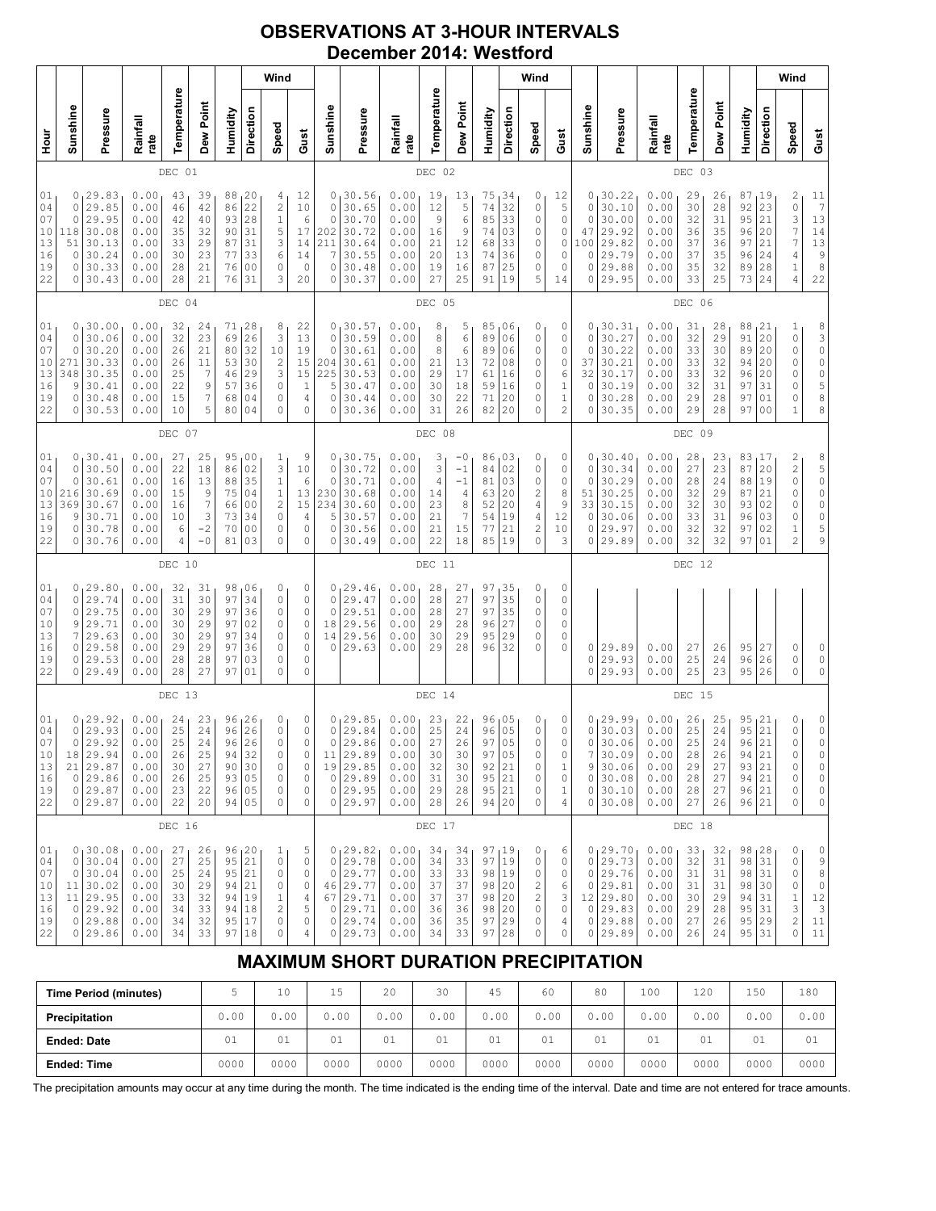# OBSERVATIONS AT 3-HOUR INTERVALS
## December 2014: Westford

### DEC 01

| Hour | Sunshine | Pressure | Rainfall rate | Temperature | Dew Point | Humidity | Wind Direction | Wind Speed | Wind Gust |
|---|---|---|---|---|---|---|---|---|---|
| 01 | 0 | 29.83 | 0.00 | 43 | 39 | 88 | 20 | 4 | 12 |
| 04 | 0 | 29.85 | 0.00 | 46 | 42 | 86 | 22 | 2 | 10 |
| 07 | 0 | 29.95 | 0.00 | 42 | 40 | 93 | 28 | 1 | 6 |
| 10 | 118 | 30.08 | 0.00 | 35 | 32 | 90 | 31 | 5 | 17 |
| 13 | 51 | 30.13 | 0.00 | 33 | 29 | 87 | 31 | 3 | 14 |
| 16 | 0 | 30.24 | 0.00 | 30 | 23 | 77 | 33 | 6 | 14 |
| 19 | 0 | 30.33 | 0.00 | 28 | 21 | 76 | 00 | 0 | 0 |
| 22 | 0 | 30.43 | 0.00 | 28 | 21 | 76 | 31 | 3 | 20 |

### DEC 02

| Hour | Sunshine | Pressure | Rainfall rate | Temperature | Dew Point | Humidity | Wind Direction | Wind Speed | Wind Gust |
|---|---|---|---|---|---|---|---|---|---|
| 01 | 0 | 30.56 | 0.00 | 19 | 13 | 75 | 34 | 0 | 12 |
| 04 | 0 | 30.65 | 0.00 | 12 | 5 | 74 | 32 | 0 | 5 |
| 07 | 0 | 30.70 | 0.00 | 9 | 6 | 85 | 33 | 0 | 0 |
| 10 | 202 | 30.72 | 0.00 | 16 | 9 | 74 | 03 | 0 | 0 |
| 13 | 211 | 30.64 | 0.00 | 21 | 12 | 68 | 33 | 0 | 0 |
| 16 | 7 | 30.55 | 0.00 | 20 | 13 | 74 | 36 | 0 | 0 |
| 19 | 0 | 30.48 | 0.00 | 19 | 16 | 87 | 25 | 0 | 0 |
| 22 | 0 | 30.37 | 0.00 | 27 | 25 | 91 | 19 | 5 | 14 |

### DEC 03

| Hour | Sunshine | Pressure | Rainfall rate | Temperature | Dew Point | Humidity | Wind Direction | Wind Speed | Wind Gust |
|---|---|---|---|---|---|---|---|---|---|
| 01 | 0 | 30.22 | 0.00 | 29 | 26 | 87 | 19 | 2 | 11 |
| 04 | 0 | 30.10 | 0.00 | 30 | 28 | 92 | 23 | 0 | 7 |
| 07 | 0 | 30.00 | 0.00 | 32 | 31 | 95 | 21 | 3 | 13 |
| 10 | 47 | 29.92 | 0.00 | 36 | 35 | 96 | 20 | 7 | 14 |
| 13 | 100 | 29.82 | 0.00 | 37 | 36 | 97 | 21 | 7 | 13 |
| 16 | 0 | 29.79 | 0.00 | 37 | 35 | 96 | 24 | 4 | 9 |
| 19 | 0 | 29.88 | 0.00 | 35 | 32 | 89 | 28 | 1 | 8 |
| 22 | 0 | 29.95 | 0.00 | 33 | 25 | 73 | 24 | 4 | 22 |

### DEC 04

| Hour | Sunshine | Pressure | Rainfall rate | Temperature | Dew Point | Humidity | Wind Direction | Wind Speed | Wind Gust |
|---|---|---|---|---|---|---|---|---|---|
| 01 | 0 | 30.00 | 0.00 | 32 | 24 | 71 | 28 | 8 | 22 |
| 04 | 0 | 30.06 | 0.00 | 32 | 23 | 69 | 26 | 3 | 13 |
| 07 | 0 | 30.20 | 0.00 | 26 | 21 | 80 | 32 | 10 | 19 |
| 10 | 271 | 30.33 | 0.00 | 26 | 11 | 53 | 30 | 2 | 15 |
| 13 | 348 | 30.35 | 0.00 | 25 | 7 | 46 | 29 | 3 | 15 |
| 16 | 9 | 30.41 | 0.00 | 22 | 9 | 57 | 36 | 0 | 1 |
| 19 | 0 | 30.48 | 0.00 | 15 | 7 | 68 | 04 | 0 | 4 |
| 22 | 0 | 30.53 | 0.00 | 10 | 5 | 80 | 04 | 0 | 0 |

### DEC 05

| Hour | Sunshine | Pressure | Rainfall rate | Temperature | Dew Point | Humidity | Wind Direction | Wind Speed | Wind Gust |
|---|---|---|---|---|---|---|---|---|---|
| 01 | 0 | 30.57 | 0.00 | 8 | 5 | 85 | 06 | 0 | 0 |
| 04 | 0 | 30.59 | 0.00 | 8 | 6 | 89 | 06 | 0 | 0 |
| 07 | 0 | 30.61 | 0.00 | 8 | 6 | 89 | 06 | 0 | 0 |
| 10 | 204 | 30.61 | 0.00 | 21 | 13 | 72 | 08 | 0 | 0 |
| 13 | 225 | 30.53 | 0.00 | 29 | 17 | 61 | 16 | 0 | 6 |
| 16 | 5 | 30.47 | 0.00 | 30 | 18 | 59 | 16 | 0 | 1 |
| 19 | 0 | 30.44 | 0.00 | 30 | 22 | 71 | 20 | 0 | 1 |
| 22 | 0 | 30.36 | 0.00 | 31 | 26 | 82 | 20 | 0 | 2 |

### DEC 06

| Hour | Sunshine | Pressure | Rainfall rate | Temperature | Dew Point | Humidity | Wind Direction | Wind Speed | Wind Gust |
|---|---|---|---|---|---|---|---|---|---|
| 01 | 0 | 30.31 | 0.00 | 31 | 28 | 88 | 21 | 1 | 8 |
| 04 | 0 | 30.27 | 0.00 | 32 | 29 | 91 | 20 | 0 | 3 |
| 07 | 0 | 30.22 | 0.00 | 33 | 30 | 89 | 20 | 0 | 0 |
| 10 | 37 | 30.21 | 0.00 | 33 | 32 | 94 | 20 | 0 | 0 |
| 13 | 32 | 30.17 | 0.00 | 33 | 32 | 96 | 20 | 0 | 0 |
| 16 | 0 | 30.19 | 0.00 | 32 | 31 | 97 | 31 | 0 | 5 |
| 19 | 0 | 30.28 | 0.00 | 29 | 28 | 97 | 01 | 0 | 8 |
| 22 | 0 | 30.35 | 0.00 | 29 | 28 | 97 | 00 | 1 | 8 |

### DEC 07

| Hour | Sunshine | Pressure | Rainfall rate | Temperature | Dew Point | Humidity | Wind Direction | Wind Speed | Wind Gust |
|---|---|---|---|---|---|---|---|---|---|
| 01 | 0 | 30.41 | 0.00 | 27 | 25 | 95 | 00 | 1 | 9 |
| 04 | 0 | 30.50 | 0.00 | 22 | 18 | 86 | 02 | 3 | 10 |
| 07 | 0 | 30.61 | 0.00 | 16 | 13 | 88 | 35 | 1 | 6 |
| 10 | 216 | 30.69 | 0.00 | 15 | 9 | 75 | 04 | 1 | 13 |
| 13 | 369 | 30.67 | 0.00 | 16 | 7 | 66 | 00 | 2 | 15 |
| 16 | 9 | 30.71 | 0.00 | 10 | 3 | 73 | 34 | 0 | 4 |
| 19 | 0 | 30.78 | 0.00 | 6 | -2 | 70 | 00 | 0 | 0 |
| 22 | 0 | 30.76 | 0.00 | 4 | -0 | 81 | 03 | 0 | 0 |

### DEC 08

| Hour | Sunshine | Pressure | Rainfall rate | Temperature | Dew Point | Humidity | Wind Direction | Wind Speed | Wind Gust |
|---|---|---|---|---|---|---|---|---|---|
| 01 | 0 | 30.75 | 0.00 | 3 | -0 | 86 | 03 | 0 | 0 |
| 04 | 0 | 30.72 | 0.00 | 3 | -1 | 84 | 02 | 0 | 0 |
| 07 | 0 | 30.71 | 0.00 | 4 | -1 | 81 | 03 | 0 | 0 |
| 10 | 230 | 30.68 | 0.00 | 14 | 4 | 63 | 20 | 2 | 8 |
| 13 | 234 | 30.60 | 0.00 | 23 | 8 | 52 | 20 | 4 | 9 |
| 16 | 5 | 30.57 | 0.00 | 21 | 7 | 54 | 19 | 4 | 12 |
| 19 | 0 | 30.56 | 0.00 | 21 | 15 | 77 | 21 | 2 | 10 |
| 22 | 0 | 30.49 | 0.00 | 22 | 18 | 85 | 19 | 0 | 3 |

### DEC 09

| Hour | Sunshine | Pressure | Rainfall rate | Temperature | Dew Point | Humidity | Wind Direction | Wind Speed | Wind Gust |
|---|---|---|---|---|---|---|---|---|---|
| 01 | 0 | 30.40 | 0.00 | 28 | 23 | 83 | 17 | 2 | 8 |
| 04 | 0 | 30.34 | 0.00 | 27 | 23 | 87 | 20 | 2 | 5 |
| 07 | 0 | 30.29 | 0.00 | 28 | 24 | 88 | 19 | 0 | 0 |
| 10 | 51 | 30.25 | 0.00 | 32 | 29 | 87 | 21 | 0 | 0 |
| 13 | 33 | 30.15 | 0.00 | 32 | 30 | 93 | 02 | 0 | 0 |
| 16 | 0 | 30.06 | 0.00 | 33 | 31 | 96 | 03 | 0 | 0 |
| 19 | 0 | 29.97 | 0.00 | 32 | 32 | 97 | 02 | 1 | 5 |
| 22 | 0 | 29.89 | 0.00 | 32 | 32 | 97 | 01 | 2 | 9 |

### DEC 10

| Hour | Sunshine | Pressure | Rainfall rate | Temperature | Dew Point | Humidity | Wind Direction | Wind Speed | Wind Gust |
|---|---|---|---|---|---|---|---|---|---|
| 01 | 0 | 29.80 | 0.00 | 32 | 31 | 98 | 06 | 0 | 0 |
| 04 | 0 | 29.74 | 0.00 | 31 | 30 | 97 | 34 | 0 | 0 |
| 07 | 0 | 29.75 | 0.00 | 30 | 29 | 97 | 36 | 0 | 0 |
| 10 | 9 | 29.71 | 0.00 | 30 | 29 | 97 | 02 | 0 | 0 |
| 13 | 7 | 29.63 | 0.00 | 30 | 29 | 97 | 34 | 0 | 0 |
| 16 | 0 | 29.58 | 0.00 | 29 | 29 | 97 | 36 | 0 | 0 |
| 19 | 0 | 29.53 | 0.00 | 28 | 28 | 97 | 03 | 0 | 0 |
| 22 | 0 | 29.49 | 0.00 | 28 | 27 | 97 | 01 | 0 | 0 |

### DEC 11

| Hour | Sunshine | Pressure | Rainfall rate | Temperature | Dew Point | Humidity | Wind Direction | Wind Speed | Wind Gust |
|---|---|---|---|---|---|---|---|---|---|
| 01 | 0 | 29.46 | 0.00 | 28 | 27 | 97 | 35 | 0 | 0 |
| 04 | 0 | 29.47 | 0.00 | 28 | 27 | 97 | 35 | 0 | 0 |
| 07 | 0 | 29.51 | 0.00 | 28 | 27 | 97 | 35 | 0 | 0 |
| 10 | 18 | 29.56 | 0.00 | 29 | 28 | 96 | 27 | 0 | 0 |
| 13 | 14 | 29.56 | 0.00 | 30 | 29 | 95 | 29 | 0 | 0 |
| 16 | 0 | 29.63 | 0.00 | 29 | 28 | 96 | 32 | 0 | 0 |
| 19 | | | | | | | | | |
| 22 | | | | | | | | | |

### DEC 12

| Hour | Sunshine | Pressure | Rainfall rate | Temperature | Dew Point | Humidity | Wind Direction | Wind Speed | Wind Gust |
|---|---|---|---|---|---|---|---|---|---|
| 01 | | | | | | | | | |
| 04 | | | | | | | | | |
| 07 | | | | | | | | | |
| 10 | | | | | | | | | |
| 13 | | | | | | | | | |
| 16 | 0 | 29.89 | 0.00 | 27 | 26 | 95 | 27 | 0 | 0 |
| 19 | 0 | 29.93 | 0.00 | 25 | 24 | 96 | 26 | 0 | 0 |
| 22 | 0 | 29.93 | 0.00 | 25 | 23 | 95 | 26 | 0 | 0 |

### DEC 13

| Hour | Sunshine | Pressure | Rainfall rate | Temperature | Dew Point | Humidity | Wind Direction | Wind Speed | Wind Gust |
|---|---|---|---|---|---|---|---|---|---|
| 01 | 0 | 29.92 | 0.00 | 24 | 23 | 96 | 26 | 0 | 0 |
| 04 | 0 | 29.93 | 0.00 | 25 | 24 | 96 | 26 | 0 | 0 |
| 07 | 0 | 29.92 | 0.00 | 25 | 24 | 96 | 26 | 0 | 0 |
| 10 | 18 | 29.94 | 0.00 | 26 | 25 | 94 | 32 | 0 | 0 |
| 13 | 21 | 29.87 | 0.00 | 30 | 27 | 90 | 30 | 0 | 0 |
| 16 | 0 | 29.86 | 0.00 | 26 | 25 | 93 | 05 | 0 | 0 |
| 19 | 0 | 29.87 | 0.00 | 23 | 22 | 96 | 05 | 0 | 0 |
| 22 | 0 | 29.87 | 0.00 | 22 | 20 | 94 | 05 | 0 | 0 |

### DEC 14

| Hour | Sunshine | Pressure | Rainfall rate | Temperature | Dew Point | Humidity | Wind Direction | Wind Speed | Wind Gust |
|---|---|---|---|---|---|---|---|---|---|
| 01 | 0 | 29.85 | 0.00 | 23 | 22 | 96 | 05 | 0 | 0 |
| 04 | 0 | 29.84 | 0.00 | 25 | 24 | 96 | 05 | 0 | 0 |
| 07 | 0 | 29.86 | 0.00 | 27 | 26 | 97 | 05 | 0 | 0 |
| 10 | 11 | 29.89 | 0.00 | 30 | 30 | 97 | 05 | 0 | 0 |
| 13 | 19 | 29.85 | 0.00 | 32 | 30 | 92 | 21 | 0 | 1 |
| 16 | 0 | 29.89 | 0.00 | 31 | 30 | 95 | 21 | 0 | 0 |
| 19 | 0 | 29.95 | 0.00 | 29 | 28 | 95 | 21 | 0 | 1 |
| 22 | 0 | 29.97 | 0.00 | 28 | 26 | 94 | 20 | 0 | 4 |

### DEC 15

| Hour | Sunshine | Pressure | Rainfall rate | Temperature | Dew Point | Humidity | Wind Direction | Wind Speed | Wind Gust |
|---|---|---|---|---|---|---|---|---|---|
| 01 | 0 | 29.99 | 0.00 | 26 | 25 | 95 | 21 | 0 | 0 |
| 04 | 0 | 30.03 | 0.00 | 25 | 24 | 95 | 21 | 0 | 0 |
| 07 | 0 | 30.06 | 0.00 | 25 | 24 | 96 | 21 | 0 | 0 |
| 10 | 7 | 30.09 | 0.00 | 28 | 26 | 94 | 21 | 0 | 0 |
| 13 | 9 | 30.06 | 0.00 | 29 | 27 | 93 | 21 | 0 | 0 |
| 16 | 0 | 30.08 | 0.00 | 28 | 27 | 94 | 21 | 0 | 0 |
| 19 | 0 | 30.10 | 0.00 | 28 | 27 | 96 | 21 | 0 | 0 |
| 22 | 0 | 30.08 | 0.00 | 27 | 26 | 96 | 21 | 0 | 0 |

### DEC 16

| Hour | Sunshine | Pressure | Rainfall rate | Temperature | Dew Point | Humidity | Wind Direction | Wind Speed | Wind Gust |
|---|---|---|---|---|---|---|---|---|---|
| 01 | 0 | 30.08 | 0.00 | 27 | 26 | 96 | 20 | 1 | 5 |
| 04 | 0 | 30.04 | 0.00 | 27 | 25 | 95 | 21 | 0 | 0 |
| 07 | 0 | 30.04 | 0.00 | 25 | 24 | 95 | 21 | 0 | 0 |
| 10 | 11 | 30.02 | 0.00 | 30 | 29 | 94 | 21 | 0 | 0 |
| 13 | 11 | 29.95 | 0.00 | 33 | 32 | 94 | 19 | 1 | 4 |
| 16 | 0 | 29.92 | 0.00 | 34 | 33 | 94 | 18 | 2 | 5 |
| 19 | 0 | 29.88 | 0.00 | 34 | 32 | 95 | 17 | 0 | 0 |
| 22 | 0 | 29.86 | 0.00 | 34 | 33 | 97 | 18 | 0 | 4 |

### DEC 17

| Hour | Sunshine | Pressure | Rainfall rate | Temperature | Dew Point | Humidity | Wind Direction | Wind Speed | Wind Gust |
|---|---|---|---|---|---|---|---|---|---|
| 01 | 0 | 29.82 | 0.00 | 34 | 34 | 97 | 19 | 0 | 6 |
| 04 | 0 | 29.78 | 0.00 | 34 | 33 | 97 | 19 | 0 | 0 |
| 07 | 0 | 29.77 | 0.00 | 33 | 33 | 98 | 19 | 0 | 0 |
| 10 | 46 | 29.77 | 0.00 | 37 | 37 | 98 | 20 | 2 | 6 |
| 13 | 67 | 29.71 | 0.00 | 37 | 37 | 98 | 20 | 2 | 3 |
| 16 | 0 | 29.71 | 0.00 | 36 | 36 | 98 | 20 | 0 | 0 |
| 19 | 0 | 29.74 | 0.00 | 36 | 35 | 97 | 29 | 0 | 4 |
| 22 | 0 | 29.73 | 0.00 | 34 | 33 | 97 | 28 | 0 | 0 |

### DEC 18

| Hour | Sunshine | Pressure | Rainfall rate | Temperature | Dew Point | Humidity | Wind Direction | Wind Speed | Wind Gust |
|---|---|---|---|---|---|---|---|---|---|
| 01 | 0 | 29.70 | 0.00 | 33 | 32 | 98 | 28 | 0 | 0 |
| 04 | 0 | 29.73 | 0.00 | 32 | 31 | 98 | 31 | 0 | 9 |
| 07 | 0 | 29.76 | 0.00 | 31 | 31 | 98 | 31 | 0 | 8 |
| 10 | 7 | 29.81 | 0.00 | 31 | 31 | 98 | 30 | 0 | 0 |
| 13 | 12 | 29.80 | 0.00 | 30 | 29 | 94 | 31 | 1 | 12 |
| 16 | 0 | 29.83 | 0.00 | 29 | 28 | 95 | 31 | 3 | 3 |
| 19 | 0 | 29.88 | 0.00 | 27 | 26 | 95 | 29 | 2 | 11 |
| 22 | 0 | 29.89 | 0.00 | 26 | 24 | 95 | 31 | 0 | 11 |

## MAXIMUM SHORT DURATION PRECIPITATION

| Time Period (minutes) | 5 | 10 | 15 | 20 | 30 | 45 | 60 | 80 | 100 | 120 | 150 | 180 |
|---|---|---|---|---|---|---|---|---|---|---|---|---|
| **Precipitation** | 0.00 | 0.00 | 0.00 | 0.00 | 0.00 | 0.00 | 0.00 | 0.00 | 0.00 | 0.00 | 0.00 | 0.00 |
| **Ended: Date** | 01 | 01 | 01 | 01 | 01 | 01 | 01 | 01 | 01 | 01 | 01 | 01 |
| **Ended: Time** | 0000 | 0000 | 0000 | 0000 | 0000 | 0000 | 0000 | 0000 | 0000 | 0000 | 0000 | 0000 |

The precipitation amounts may occur at any time during the month. The time indicated is the ending time of the interval. Date and time are not entered for trace amounts.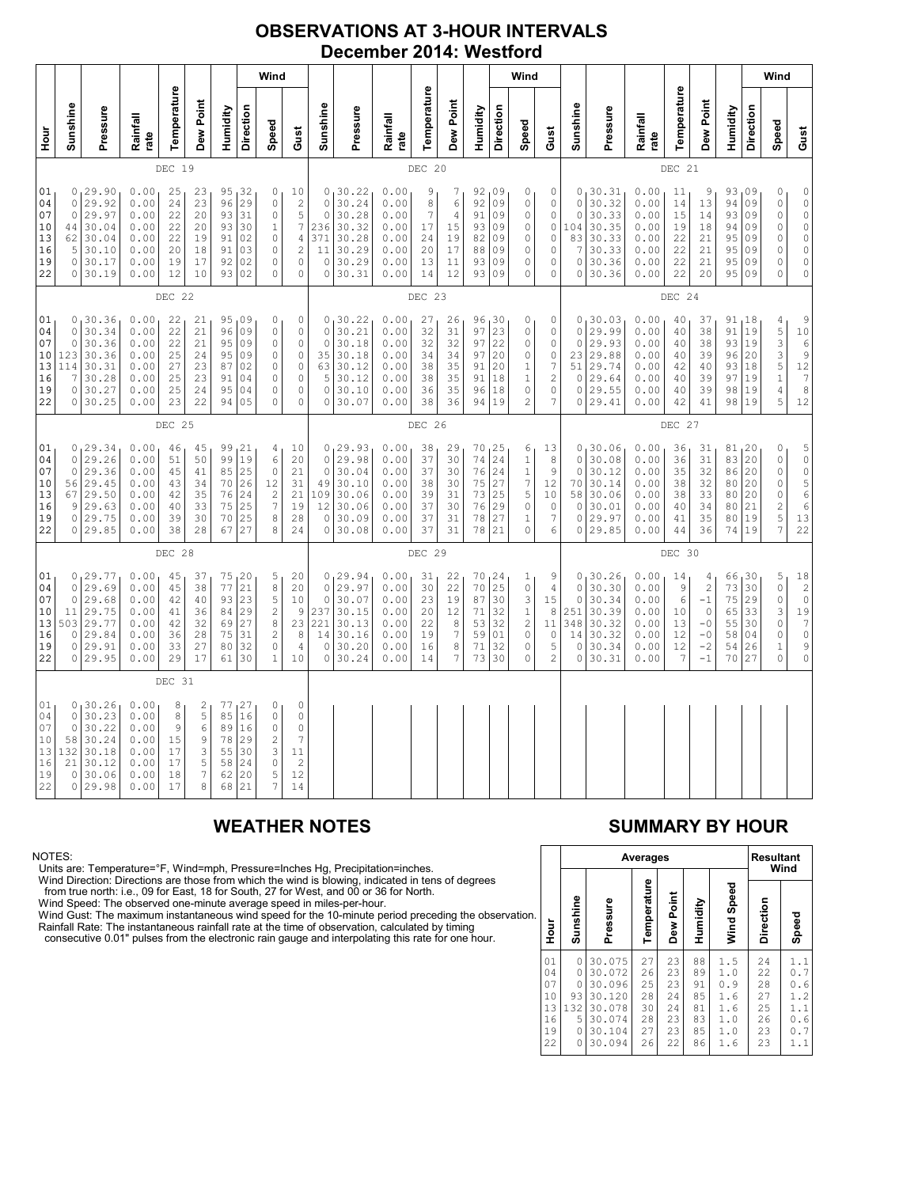# OBSERVATIONS AT 3-HOUR INTERVALS
## December 2014: Westford

### DEC 19

| Hour | Sunshine | Pressure | Rainfall rate | Temperature | Dew Point | Humidity | Wind Direction | Wind Speed | Wind Gust |
|---|---|---|---|---|---|---|---|---|---|
| 01 | 0 | 29.90 | 0.00 | 25 | 23 | 95 | 32 | 0 | 10 |
| 04 | 0 | 29.92 | 0.00 | 24 | 23 | 96 | 29 | 0 | 2 |
| 07 | 0 | 29.97 | 0.00 | 22 | 20 | 93 | 31 | 0 | 5 |
| 10 | 44 | 30.04 | 0.00 | 22 | 20 | 93 | 30 | 1 | 7 |
| 13 | 62 | 30.04 | 0.00 | 22 | 19 | 91 | 02 | 0 | 4 |
| 16 | 5 | 30.10 | 0.00 | 20 | 18 | 91 | 03 | 0 | 2 |
| 19 | 0 | 30.17 | 0.00 | 19 | 17 | 92 | 02 | 0 | 0 |
| 22 | 0 | 30.19 | 0.00 | 12 | 10 | 93 | 02 | 0 | 0 |

### DEC 20

| Hour | Sunshine | Pressure | Rainfall rate | Temperature | Dew Point | Humidity | Wind Direction | Wind Speed | Wind Gust |
|---|---|---|---|---|---|---|---|---|---|
| 01 | 0 | 30.22 | 0.00 | 9 | 7 | 92 | 09 | 0 | 0 |
| 04 | 0 | 30.24 | 0.00 | 8 | 6 | 92 | 09 | 0 | 0 |
| 07 | 0 | 30.28 | 0.00 | 7 | 4 | 91 | 09 | 0 | 0 |
| 10 | 236 | 30.32 | 0.00 | 17 | 15 | 93 | 09 | 0 | 0 |
| 13 | 371 | 30.28 | 0.00 | 24 | 19 | 82 | 09 | 0 | 0 |
| 16 | 11 | 30.29 | 0.00 | 20 | 17 | 88 | 09 | 0 | 0 |
| 19 | 0 | 30.29 | 0.00 | 13 | 11 | 93 | 09 | 0 | 0 |
| 22 | 0 | 30.31 | 0.00 | 14 | 12 | 93 | 09 | 0 | 0 |

### DEC 21

| Hour | Sunshine | Pressure | Rainfall rate | Temperature | Dew Point | Humidity | Wind Direction | Wind Speed | Wind Gust |
|---|---|---|---|---|---|---|---|---|---|
| 01 | 0 | 30.31 | 0.00 | 11 | 9 | 93 | 09 | 0 | 0 |
| 04 | 0 | 30.32 | 0.00 | 14 | 13 | 94 | 09 | 0 | 0 |
| 07 | 0 | 30.33 | 0.00 | 15 | 14 | 93 | 09 | 0 | 0 |
| 10 | 104 | 30.35 | 0.00 | 19 | 18 | 94 | 09 | 0 | 0 |
| 13 | 83 | 30.33 | 0.00 | 22 | 21 | 95 | 09 | 0 | 0 |
| 16 | 7 | 30.33 | 0.00 | 22 | 21 | 95 | 09 | 0 | 0 |
| 19 | 0 | 30.36 | 0.00 | 22 | 21 | 95 | 09 | 0 | 0 |
| 22 | 0 | 30.36 | 0.00 | 22 | 20 | 95 | 09 | 0 | 0 |

### DEC 22

| Hour | Sunshine | Pressure | Rainfall rate | Temperature | Dew Point | Humidity | Wind Direction | Wind Speed | Wind Gust |
|---|---|---|---|---|---|---|---|---|---|
| 01 | 0 | 30.36 | 0.00 | 22 | 21 | 95 | 09 | 0 | 0 |
| 04 | 0 | 30.34 | 0.00 | 22 | 21 | 96 | 09 | 0 | 0 |
| 07 | 0 | 30.36 | 0.00 | 22 | 21 | 95 | 09 | 0 | 0 |
| 10 | 123 | 30.36 | 0.00 | 25 | 24 | 95 | 09 | 0 | 0 |
| 13 | 114 | 30.31 | 0.00 | 27 | 23 | 87 | 02 | 0 | 0 |
| 16 | 7 | 30.28 | 0.00 | 25 | 23 | 91 | 04 | 0 | 0 |
| 19 | 0 | 30.27 | 0.00 | 25 | 24 | 95 | 04 | 0 | 0 |
| 22 | 0 | 30.25 | 0.00 | 23 | 22 | 94 | 05 | 0 | 0 |

### DEC 23

| Hour | Sunshine | Pressure | Rainfall rate | Temperature | Dew Point | Humidity | Wind Direction | Wind Speed | Wind Gust |
|---|---|---|---|---|---|---|---|---|---|
| 01 | 0 | 30.22 | 0.00 | 27 | 26 | 96 | 30 | 0 | 0 |
| 04 | 0 | 30.21 | 0.00 | 32 | 31 | 97 | 23 | 0 | 0 |
| 07 | 0 | 30.18 | 0.00 | 32 | 32 | 97 | 22 | 0 | 0 |
| 10 | 35 | 30.18 | 0.00 | 34 | 34 | 97 | 20 | 0 | 0 |
| 13 | 63 | 30.12 | 0.00 | 38 | 35 | 91 | 20 | 1 | 7 |
| 16 | 5 | 30.12 | 0.00 | 38 | 35 | 91 | 18 | 1 | 2 |
| 19 | 0 | 30.10 | 0.00 | 36 | 35 | 96 | 18 | 0 | 0 |
| 22 | 0 | 30.07 | 0.00 | 38 | 36 | 94 | 19 | 2 | 7 |

### DEC 24

| Hour | Sunshine | Pressure | Rainfall rate | Temperature | Dew Point | Humidity | Wind Direction | Wind Speed | Wind Gust |
|---|---|---|---|---|---|---|---|---|---|
| 01 | 0 | 30.03 | 0.00 | 40 | 37 | 91 | 18 | 4 | 9 |
| 04 | 0 | 29.99 | 0.00 | 40 | 38 | 91 | 19 | 5 | 10 |
| 07 | 0 | 29.93 | 0.00 | 40 | 38 | 93 | 19 | 3 | 6 |
| 10 | 23 | 29.88 | 0.00 | 40 | 39 | 96 | 20 | 3 | 9 |
| 13 | 51 | 29.74 | 0.00 | 42 | 40 | 93 | 18 | 5 | 12 |
| 16 | 0 | 29.64 | 0.00 | 40 | 39 | 97 | 19 | 1 | 7 |
| 19 | 0 | 29.55 | 0.00 | 40 | 39 | 98 | 19 | 4 | 8 |
| 22 | 0 | 29.41 | 0.00 | 42 | 41 | 98 | 19 | 5 | 12 |

### DEC 25

| Hour | Sunshine | Pressure | Rainfall rate | Temperature | Dew Point | Humidity | Wind Direction | Wind Speed | Wind Gust |
|---|---|---|---|---|---|---|---|---|---|
| 01 | 0 | 29.34 | 0.00 | 46 | 45 | 99 | 21 | 4 | 10 |
| 04 | 0 | 29.26 | 0.00 | 51 | 50 | 99 | 19 | 6 | 20 |
| 07 | 0 | 29.36 | 0.00 | 45 | 41 | 85 | 25 | 0 | 21 |
| 10 | 56 | 29.45 | 0.00 | 43 | 34 | 70 | 26 | 12 | 31 |
| 13 | 67 | 29.50 | 0.00 | 42 | 35 | 76 | 24 | 2 | 21 |
| 16 | 9 | 29.63 | 0.00 | 40 | 33 | 75 | 25 | 7 | 19 |
| 19 | 0 | 29.75 | 0.00 | 39 | 30 | 70 | 25 | 8 | 28 |
| 22 | 0 | 29.85 | 0.00 | 38 | 28 | 67 | 27 | 8 | 24 |

### DEC 26

| Hour | Sunshine | Pressure | Rainfall rate | Temperature | Dew Point | Humidity | Wind Direction | Wind Speed | Wind Gust |
|---|---|---|---|---|---|---|---|---|---|
| 01 | 0 | 29.93 | 0.00 | 38 | 29 | 70 | 25 | 6 | 13 |
| 04 | 0 | 29.98 | 0.00 | 37 | 30 | 74 | 24 | 1 | 8 |
| 07 | 0 | 30.04 | 0.00 | 37 | 30 | 76 | 24 | 1 | 9 |
| 10 | 49 | 30.10 | 0.00 | 38 | 30 | 75 | 27 | 7 | 12 |
| 13 | 109 | 30.06 | 0.00 | 39 | 31 | 73 | 25 | 5 | 10 |
| 16 | 12 | 30.06 | 0.00 | 37 | 30 | 76 | 29 | 0 | 0 |
| 19 | 0 | 30.09 | 0.00 | 37 | 31 | 78 | 27 | 1 | 7 |
| 22 | 0 | 30.08 | 0.00 | 37 | 31 | 78 | 21 | 0 | 6 |

### DEC 27

| Hour | Sunshine | Pressure | Rainfall rate | Temperature | Dew Point | Humidity | Wind Direction | Wind Speed | Wind Gust |
|---|---|---|---|---|---|---|---|---|---|
| 01 | 0 | 30.06 | 0.00 | 36 | 31 | 81 | 20 | 0 | 5 |
| 04 | 0 | 30.08 | 0.00 | 36 | 31 | 83 | 20 | 0 | 0 |
| 07 | 0 | 30.12 | 0.00 | 35 | 32 | 86 | 20 | 0 | 0 |
| 10 | 70 | 30.14 | 0.00 | 38 | 32 | 80 | 20 | 0 | 5 |
| 13 | 58 | 30.06 | 0.00 | 38 | 33 | 80 | 20 | 0 | 6 |
| 16 | 0 | 30.01 | 0.00 | 40 | 34 | 80 | 21 | 2 | 6 |
| 19 | 0 | 29.97 | 0.00 | 41 | 35 | 80 | 19 | 5 | 13 |
| 22 | 0 | 29.85 | 0.00 | 44 | 36 | 74 | 19 | 7 | 22 |

### DEC 28

| Hour | Sunshine | Pressure | Rainfall rate | Temperature | Dew Point | Humidity | Wind Direction | Wind Speed | Wind Gust |
|---|---|---|---|---|---|---|---|---|---|
| 01 | 0 | 29.77 | 0.00 | 45 | 37 | 75 | 20 | 5 | 20 |
| 04 | 0 | 29.69 | 0.00 | 45 | 38 | 77 | 21 | 8 | 20 |
| 07 | 0 | 29.68 | 0.00 | 42 | 40 | 93 | 23 | 5 | 10 |
| 10 | 11 | 29.75 | 0.00 | 41 | 36 | 84 | 29 | 2 | 9 |
| 13 | 503 | 29.77 | 0.00 | 42 | 32 | 69 | 27 | 8 | 23 |
| 16 | 0 | 29.84 | 0.00 | 36 | 28 | 75 | 31 | 2 | 8 |
| 19 | 0 | 29.91 | 0.00 | 33 | 27 | 80 | 32 | 0 | 4 |
| 22 | 0 | 29.95 | 0.00 | 29 | 17 | 61 | 30 | 1 | 10 |

### DEC 29

| Hour | Sunshine | Pressure | Rainfall rate | Temperature | Dew Point | Humidity | Wind Direction | Wind Speed | Wind Gust |
|---|---|---|---|---|---|---|---|---|---|
| 01 | 0 | 29.94 | 0.00 | 31 | 22 | 70 | 24 | 1 | 9 |
| 04 | 0 | 29.97 | 0.00 | 30 | 22 | 70 | 25 | 0 | 4 |
| 07 | 0 | 30.07 | 0.00 | 23 | 19 | 87 | 30 | 3 | 15 |
| 10 | 237 | 30.15 | 0.00 | 20 | 12 | 71 | 32 | 1 | 8 |
| 13 | 221 | 30.13 | 0.00 | 22 | 8 | 53 | 32 | 2 | 11 |
| 16 | 14 | 30.16 | 0.00 | 19 | 7 | 59 | 01 | 0 | 0 |
| 19 | 0 | 30.20 | 0.00 | 16 | 8 | 71 | 32 | 0 | 5 |
| 22 | 0 | 30.24 | 0.00 | 14 | 7 | 73 | 30 | 0 | 2 |

### DEC 30

| Hour | Sunshine | Pressure | Rainfall rate | Temperature | Dew Point | Humidity | Wind Direction | Wind Speed | Wind Gust |
|---|---|---|---|---|---|---|---|---|---|
| 01 | 0 | 30.26 | 0.00 | 14 | 4 | 66 | 30 | 5 | 18 |
| 04 | 0 | 30.30 | 0.00 | 9 | 2 | 73 | 30 | 0 | 2 |
| 07 | 0 | 30.34 | 0.00 | 6 | -1 | 75 | 29 | 0 | 0 |
| 10 | 251 | 30.39 | 0.00 | 10 | 0 | 65 | 33 | 3 | 19 |
| 13 | 348 | 30.32 | 0.00 | 13 | -0 | 55 | 30 | 0 | 7 |
| 16 | 14 | 30.32 | 0.00 | 12 | -0 | 58 | 04 | 0 | 0 |
| 19 | 0 | 30.34 | 0.00 | 12 | -2 | 54 | 26 | 1 | 9 |
| 22 | 0 | 30.31 | 0.00 | 7 | -1 | 70 | 27 | 0 | 0 |

### DEC 31

| Hour | Sunshine | Pressure | Rainfall rate | Temperature | Dew Point | Humidity | Wind Direction | Wind Speed | Wind Gust |
|---|---|---|---|---|---|---|---|---|---|
| 01 | 0 | 30.26 | 0.00 | 8 | 2 | 77 | 27 | 0 | 0 |
| 04 | 0 | 30.23 | 0.00 | 8 | 5 | 85 | 16 | 0 | 0 |
| 07 | 0 | 30.22 | 0.00 | 9 | 6 | 89 | 16 | 0 | 0 |
| 10 | 58 | 30.24 | 0.00 | 15 | 9 | 78 | 29 | 2 | 7 |
| 13 | 132 | 30.18 | 0.00 | 17 | 3 | 55 | 30 | 3 | 11 |
| 16 | 21 | 30.12 | 0.00 | 17 | 5 | 58 | 24 | 0 | 2 |
| 19 | 0 | 30.06 | 0.00 | 18 | 7 | 62 | 20 | 5 | 12 |
| 22 | 0 | 29.98 | 0.00 | 17 | 8 | 68 | 21 | 7 | 14 |

## WEATHER NOTES

NOTES:
Units are: Temperature=°F, Wind=mph, Pressure=Inches Hg, Precipitation=inches.
Wind Direction: Directions are those from which the wind is blowing, indicated in tens of degrees from true north: i.e., 09 for East, 18 for South, 27 for West, and 00 or 36 for North.
Wind Speed: The observed one-minute average speed in miles-per-hour.
Wind Gust: The maximum instantaneous wind speed for the 10-minute period preceding the observation.
Rainfall Rate: The instantaneous rainfall rate at the time of observation, calculated by timing consecutive 0.01" pulses from the electronic rain gauge and interpolating this rate for one hour.

## SUMMARY BY HOUR

| Hour | Averages: Sunshine | Pressure | Temperature | Dew Point | Humidity | Wind Speed | Resultant Wind: Direction | Speed |
|---|---|---|---|---|---|---|---|---|
| 01 | 0 | 30.075 | 27 | 23 | 88 | 1.5 | 24 | 1.1 |
| 04 | 0 | 30.072 | 26 | 23 | 89 | 1.0 | 22 | 0.7 |
| 07 | 0 | 30.096 | 25 | 23 | 91 | 0.9 | 28 | 0.6 |
| 10 | 93 | 30.120 | 28 | 24 | 85 | 1.6 | 27 | 1.2 |
| 13 | 132 | 30.078 | 30 | 24 | 81 | 1.6 | 25 | 1.1 |
| 16 | 5 | 30.074 | 28 | 23 | 83 | 1.0 | 26 | 0.6 |
| 19 | 0 | 30.104 | 27 | 23 | 85 | 1.0 | 23 | 0.7 |
| 22 | 0 | 30.094 | 26 | 22 | 86 | 1.6 | 23 | 1.1 |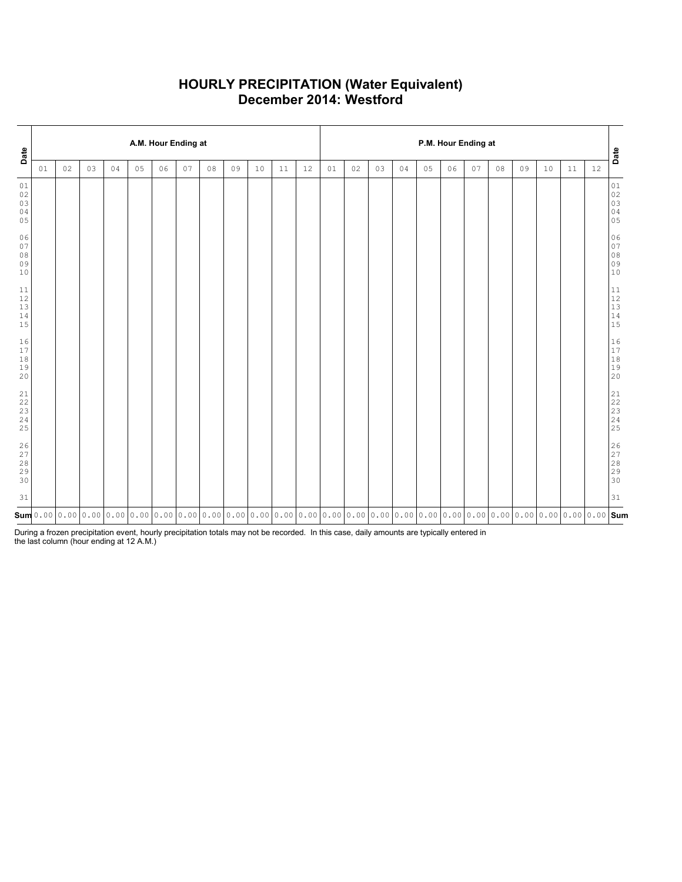# HOURLY PRECIPITATION (Water Equivalent)
## December 2014: Westford

| Date | A.M. Hour Ending at | | | | | | | | | | | | P.M. Hour Ending at | | | | | | | | | | | | Date |
|---|---|---|---|---|---|---|---|---|---|---|---|---|---|---|---|---|---|---|---|---|---|---|---|---|---|
| | 01 | 02 | 03 | 04 | 05 | 06 | 07 | 08 | 09 | 10 | 11 | 12 | 01 | 02 | 03 | 04 | 05 | 06 | 07 | 08 | 09 | 10 | 11 | 12 | |
| 01 | | | | | | | | | | | | | | | | | | | | | | | | | 01 |
| 02 | | | | | | | | | | | | | | | | | | | | | | | | | 02 |
| 03 | | | | | | | | | | | | | | | | | | | | | | | | | 03 |
| 04 | | | | | | | | | | | | | | | | | | | | | | | | | 04 |
| 05 | | | | | | | | | | | | | | | | | | | | | | | | | 05 |
| 06 | | | | | | | | | | | | | | | | | | | | | | | | | 06 |
| 07 | | | | | | | | | | | | | | | | | | | | | | | | | 07 |
| 08 | | | | | | | | | | | | | | | | | | | | | | | | | 08 |
| 09 | | | | | | | | | | | | | | | | | | | | | | | | | 09 |
| 10 | | | | | | | | | | | | | | | | | | | | | | | | | 10 |
| 11 | | | | | | | | | | | | | | | | | | | | | | | | | 11 |
| 12 | | | | | | | | | | | | | | | | | | | | | | | | | 12 |
| 13 | | | | | | | | | | | | | | | | | | | | | | | | | 13 |
| 14 | | | | | | | | | | | | | | | | | | | | | | | | | 14 |
| 15 | | | | | | | | | | | | | | | | | | | | | | | | | 15 |
| 16 | | | | | | | | | | | | | | | | | | | | | | | | | 16 |
| 17 | | | | | | | | | | | | | | | | | | | | | | | | | 17 |
| 18 | | | | | | | | | | | | | | | | | | | | | | | | | 18 |
| 19 | | | | | | | | | | | | | | | | | | | | | | | | | 19 |
| 20 | | | | | | | | | | | | | | | | | | | | | | | | | 20 |
| 21 | | | | | | | | | | | | | | | | | | | | | | | | | 21 |
| 22 | | | | | | | | | | | | | | | | | | | | | | | | | 22 |
| 23 | | | | | | | | | | | | | | | | | | | | | | | | | 23 |
| 24 | | | | | | | | | | | | | | | | | | | | | | | | | 24 |
| 25 | | | | | | | | | | | | | | | | | | | | | | | | | 25 |
| 26 | | | | | | | | | | | | | | | | | | | | | | | | | 26 |
| 27 | | | | | | | | | | | | | | | | | | | | | | | | | 27 |
| 28 | | | | | | | | | | | | | | | | | | | | | | | | | 28 |
| 29 | | | | | | | | | | | | | | | | | | | | | | | | | 29 |
| 30 | | | | | | | | | | | | | | | | | | | | | | | | | 30 |
| 31 | | | | | | | | | | | | | | | | | | | | | | | | | 31 |
| **Sum** | 0.00 | 0.00 | 0.00 | 0.00 | 0.00 | 0.00 | 0.00 | 0.00 | 0.00 | 0.00 | 0.00 | 0.00 | 0.00 | 0.00 | 0.00 | 0.00 | 0.00 | 0.00 | 0.00 | 0.00 | 0.00 | 0.00 | 0.00 | 0.00 | **Sum** |

During a frozen precipitation event, hourly precipitation totals may not be recorded. In this case, daily amounts are typically entered in the last column (hour ending at 12 A.M.)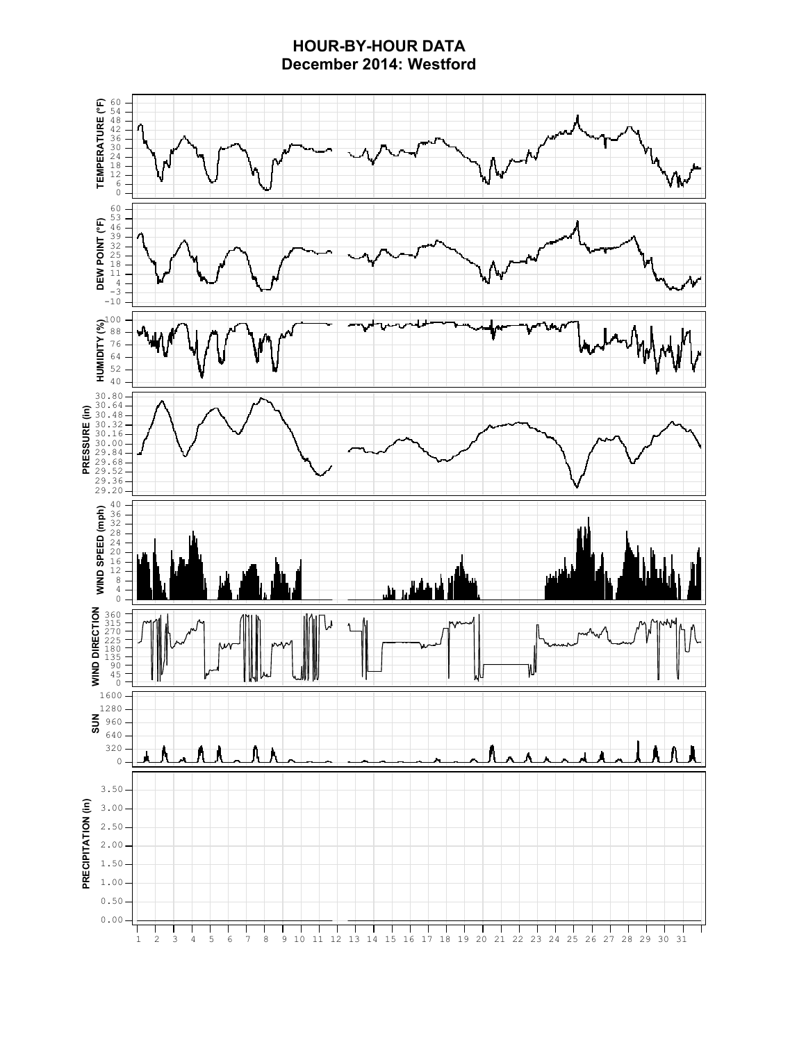# HOUR-BY-HOUR DATA
## December 2014: Westford

TEMPERATURE (°F): 0, 6, 12, 18, 24, 30, 36, 42, 48, 54, 60

DEW POINT (°F): −10, −3, 4, 11, 18, 25, 32, 39, 46, 53, 60

HUMIDITY (%): 40, 52, 64, 76, 88, 100

PRESSURE (in): 29.20, 29.36, 29.52, 29.68, 29.84, 30.00, 30.16, 30.32, 30.48, 30.64, 30.80

WIND SPEED (mph): 0, 4, 8, 12, 16, 20, 24, 28, 32, 36, 40

WIND DIRECTION: 0, 45, 90, 135, 180, 225, 270, 315, 360

SUN: 0, 320, 640, 960, 1280, 1600

PRECIPITATION (in): 0.00, 0.50, 1.00, 1.50, 2.00, 2.50, 3.00, 3.50

1 2 3 4 5 6 7 8 9 10 11 12 13 14 15 16 17 18 19 20 21 22 23 24 25 26 27 28 29 30 31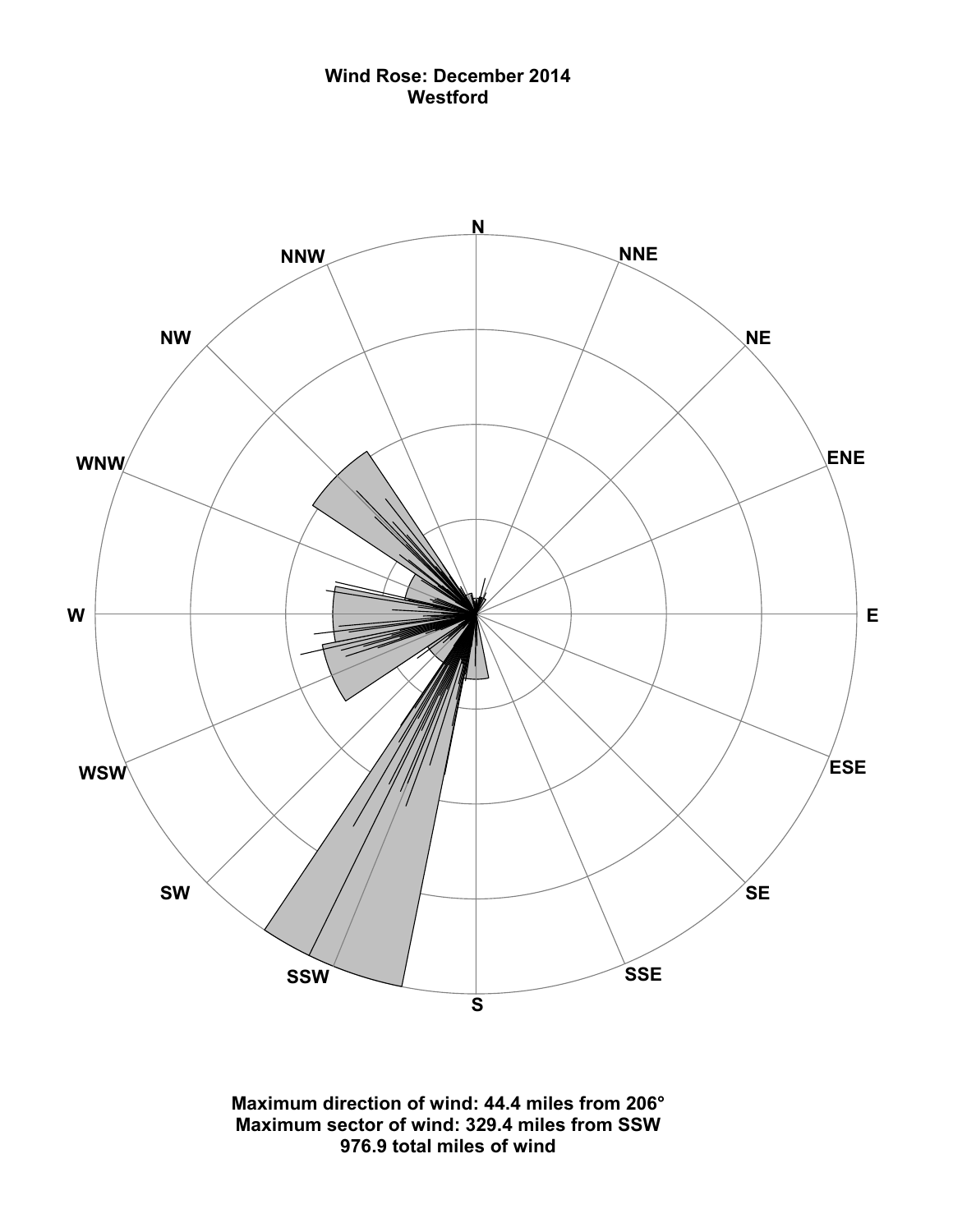Wind Rose: December 2014
Westford

N
NNE
NE
ENE
E
ESE
SE
SSE
S
SSW
SW
WSW
W
WNW
NW
NNW

Maximum direction of wind: 44.4 miles from 206°
Maximum sector of wind: 329.4 miles from SSW
976.9 total miles of wind